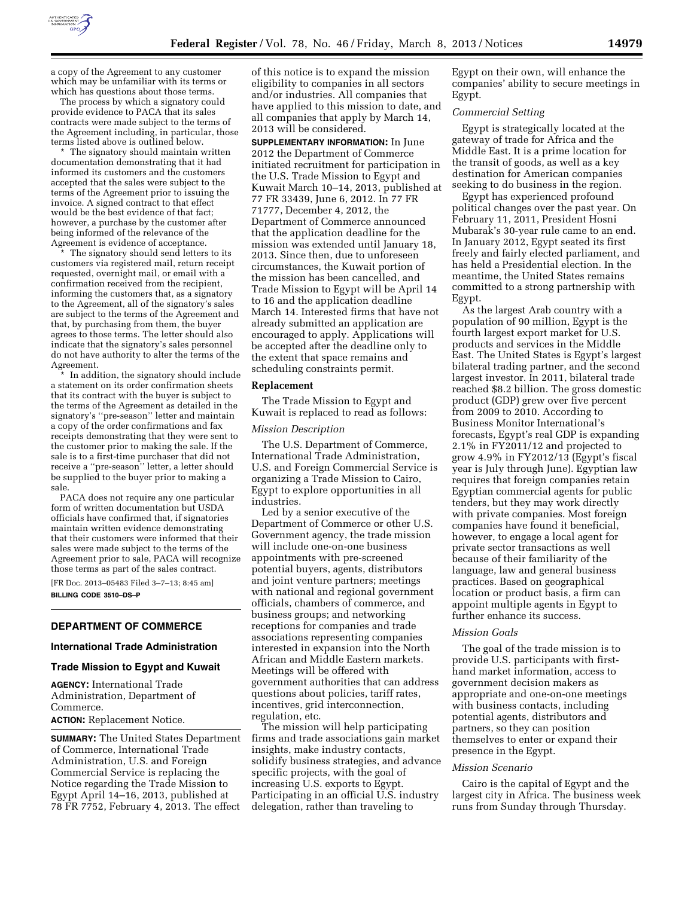a copy of the Agreement to any customer which may be unfamiliar with its terms or which has questions about those terms.

The process by which a signatory could provide evidence to PACA that its sales contracts were made subject to the terms of the Agreement including, in particular, those terms listed above is outlined below.

* The signatory should maintain written documentation demonstrating that it had informed its customers and the customers accepted that the sales were subject to the terms of the Agreement prior to issuing the invoice. A signed contract to that effect would be the best evidence of that fact; however, a purchase by the customer after being informed of the relevance of the Agreement is evidence of acceptance.

* The signatory should send letters to its customers via registered mail, return receipt requested, overnight mail, or email with a confirmation received from the recipient, informing the customers that, as a signatory to the Agreement, all of the signatory's sales are subject to the terms of the Agreement and that, by purchasing from them, the buyer agrees to those terms. The letter should also indicate that the signatory's sales personnel do not have authority to alter the terms of the Agreement.

* In addition, the signatory should include a statement on its order confirmation sheets that its contract with the buyer is subject to the terms of the Agreement as detailed in the signatory's ''pre-season'' letter and maintain a copy of the order confirmations and fax receipts demonstrating that they were sent to the customer prior to making the sale. If the sale is to a first-time purchaser that did not receive a ''pre-season'' letter, a letter should be supplied to the buyer prior to making a sale.

PACA does not require any one particular form of written documentation but USDA officials have confirmed that, if signatories maintain written evidence demonstrating that their customers were informed that their sales were made subject to the terms of the Agreement prior to sale, PACA will recognize those terms as part of the sales contract.

[FR Doc. 2013–05483 Filed 3–7–13; 8:45 am]

**BILLING CODE 3510–DS–P**

## DEPARTMENT OF COMMERCE

### International Trade Administration

### Trade Mission to Egypt and Kuwait

**AGENCY:** International Trade Administration, Department of Commerce.

**ACTION:** Replacement Notice.

**SUMMARY:** The United States Department of Commerce, International Trade Administration, U.S. and Foreign Commercial Service is replacing the Notice regarding the Trade Mission to Egypt April 14–16, 2013, published at 78 FR 7752, February 4, 2013. The effect of this notice is to expand the mission eligibility to companies in all sectors and/or industries. All companies that have applied to this mission to date, and all companies that apply by March 14, 2013 will be considered.

**SUPPLEMENTARY INFORMATION:** In June 2012 the Department of Commerce initiated recruitment for participation in the U.S. Trade Mission to Egypt and Kuwait March 10–14, 2013, published at 77 FR 33439, June 6, 2012. In 77 FR 71777, December 4, 2012, the Department of Commerce announced that the application deadline for the mission was extended until January 18, 2013. Since then, due to unforeseen circumstances, the Kuwait portion of the mission has been cancelled, and Trade Mission to Egypt will be April 14 to 16 and the application deadline March 14. Interested firms that have not already submitted an application are encouraged to apply. Applications will be accepted after the deadline only to the extent that space remains and scheduling constraints permit.

#### Replacement

The Trade Mission to Egypt and Kuwait is replaced to read as follows:

*Mission Description*

The U.S. Department of Commerce, International Trade Administration, U.S. and Foreign Commercial Service is organizing a Trade Mission to Cairo, Egypt to explore opportunities in all industries.

Led by a senior executive of the Department of Commerce or other U.S. Government agency, the trade mission will include one-on-one business appointments with pre-screened potential buyers, agents, distributors and joint venture partners; meetings with national and regional government officials, chambers of commerce, and business groups; and networking receptions for companies and trade associations representing companies interested in expansion into the North African and Middle Eastern markets. Meetings will be offered with government authorities that can address questions about policies, tariff rates, incentives, grid interconnection, regulation, etc.

The mission will help participating firms and trade associations gain market insights, make industry contacts, solidify business strategies, and advance specific projects, with the goal of increasing U.S. exports to Egypt. Participating in an official U.S. industry delegation, rather than traveling to Egypt on their own, will enhance the companies' ability to secure meetings in Egypt.

*Commercial Setting*

Egypt is strategically located at the gateway of trade for Africa and the Middle East. It is a prime location for the transit of goods, as well as a key destination for American companies seeking to do business in the region.

Egypt has experienced profound political changes over the past year. On February 11, 2011, President Hosni Mubarak's 30-year rule came to an end. In January 2012, Egypt seated its first freely and fairly elected parliament, and has held a Presidential election. In the meantime, the United States remains committed to a strong partnership with Egypt.

As the largest Arab country with a population of 90 million, Egypt is the fourth largest export market for U.S. products and services in the Middle East. The United States is Egypt's largest bilateral trading partner, and the second largest investor. In 2011, bilateral trade reached $8.2 billion. The gross domestic product (GDP) grew over five percent from 2009 to 2010. According to Business Monitor International's forecasts, Egypt's real GDP is expanding 2.1% in FY2011/12 and projected to grow 4.9% in FY2012/13 (Egypt's fiscal year is July through June). Egyptian law requires that foreign companies retain Egyptian commercial agents for public tenders, but they may work directly with private companies. Most foreign companies have found it beneficial, however, to engage a local agent for private sector transactions as well because of their familiarity of the language, law and general business practices. Based on geographical location or product basis, a firm can appoint multiple agents in Egypt to further enhance its success.

*Mission Goals*

The goal of the trade mission is to provide U.S. participants with first-hand market information, access to government decision makers as appropriate and one-on-one meetings with business contacts, including potential agents, distributors and partners, so they can position themselves to enter or expand their presence in the Egypt.

*Mission Scenario*

Cairo is the capital of Egypt and the largest city in Africa. The business week runs from Sunday through Thursday.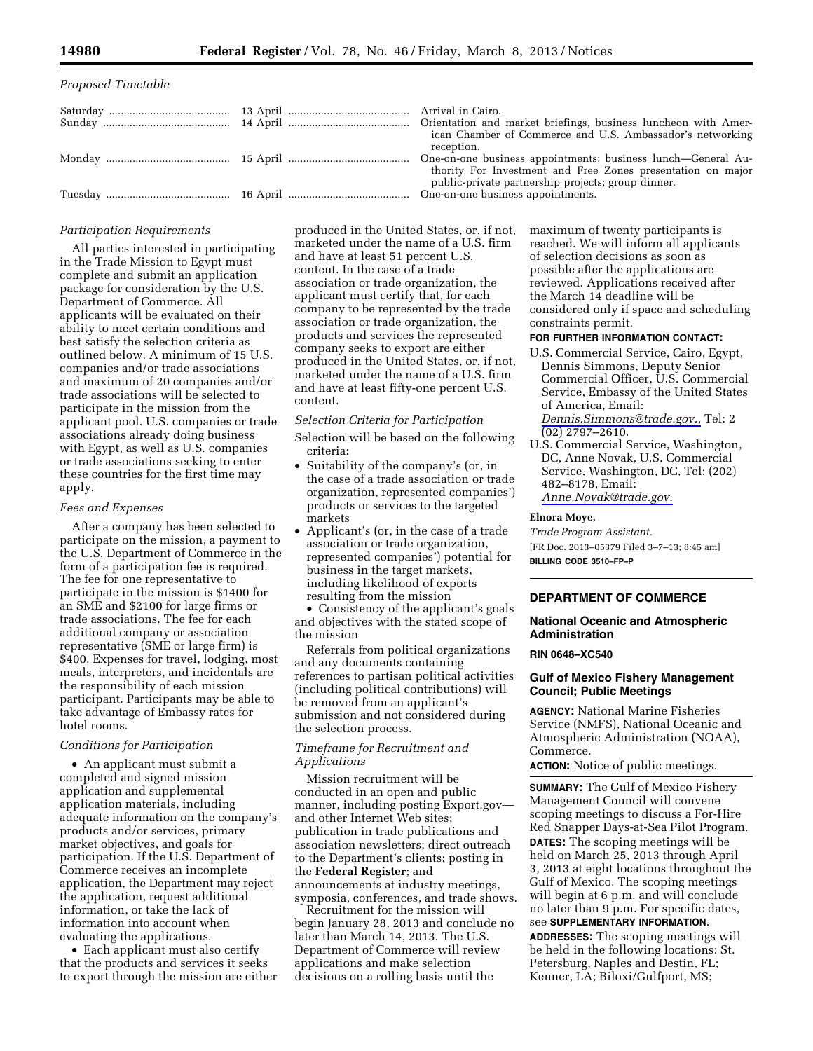*Proposed Timetable*

| | | |
|---|---|---|
| Saturday | 13 April | Arrival in Cairo. |
| Sunday | 14 April | Orientation and market briefings, business luncheon with American Chamber of Commerce and U.S. Ambassador's networking reception. |
| Monday | 15 April | One-on-one business appointments; business lunch—General Authority For Investment and Free Zones presentation on major public-private partnership projects; group dinner. |
| Tuesday | 16 April | One-on-one business appointments. |

*Participation Requirements*

All parties interested in participating in the Trade Mission to Egypt must complete and submit an application package for consideration by the U.S. Department of Commerce. All applicants will be evaluated on their ability to meet certain conditions and best satisfy the selection criteria as outlined below. A minimum of 15 U.S. companies and/or trade associations and maximum of 20 companies and/or trade associations will be selected to participate in the mission from the applicant pool. U.S. companies or trade associations already doing business with Egypt, as well as U.S. companies or trade associations seeking to enter these countries for the first time may apply.

*Fees and Expenses*

After a company has been selected to participate on the mission, a payment to the U.S. Department of Commerce in the form of a participation fee is required. The fee for one representative to participate in the mission is $1400 for an SME and $2100 for large firms or trade associations. The fee for each additional company or association representative (SME or large firm) is $400. Expenses for travel, lodging, most meals, interpreters, and incidentals are the responsibility of each mission participant. Participants may be able to take advantage of Embassy rates for hotel rooms.

*Conditions for Participation*

- An applicant must submit a completed and signed mission application and supplemental application materials, including adequate information on the company's products and/or services, primary market objectives, and goals for participation. If the U.S. Department of Commerce receives an incomplete application, the Department may reject the application, request additional information, or take the lack of information into account when evaluating the applications.
- Each applicant must also certify that the products and services it seeks to export through the mission are either produced in the United States, or, if not, marketed under the name of a U.S. firm and have at least 51 percent U.S. content. In the case of a trade association or trade organization, the applicant must certify that, for each company to be represented by the trade association or trade organization, the products and services the represented company seeks to export are either produced in the United States, or, if not, marketed under the name of a U.S. firm and have at least fifty-one percent U.S. content.

*Selection Criteria for Participation*

Selection will be based on the following criteria:

- Suitability of the company's (or, in the case of a trade association or trade organization, represented companies') products or services to the targeted markets
- Applicant's (or, in the case of a trade association or trade organization, represented companies') potential for business in the target markets, including likelihood of exports resulting from the mission
- Consistency of the applicant's goals and objectives with the stated scope of the mission

Referrals from political organizations and any documents containing references to partisan political activities (including political contributions) will be removed from an applicant's submission and not considered during the selection process.

*Timeframe for Recruitment and Applications*

Mission recruitment will be conducted in an open and public manner, including posting Export.gov—and other Internet Web sites; publication in trade publications and association newsletters; direct outreach to the Department's clients; posting in the **Federal Register**; and announcements at industry meetings, symposia, conferences, and trade shows.

Recruitment for the mission will begin January 28, 2013 and conclude no later than March 14, 2013. The U.S. Department of Commerce will review applications and make selection decisions on a rolling basis until the maximum of twenty participants is reached. We will inform all applicants of selection decisions as soon as possible after the applications are reviewed. Applications received after the March 14 deadline will be considered only if space and scheduling constraints permit.

**FOR FURTHER INFORMATION CONTACT:**

U.S. Commercial Service, Cairo, Egypt, Dennis Simmons, Deputy Senior Commercial Officer, U.S. Commercial Service, Embassy of the United States of America, Email: *Dennis.Simmons@trade.gov.*, Tel: 2 (02) 2797–2610.

U.S. Commercial Service, Washington, DC, Anne Novak, U.S. Commercial Service, Washington, DC, Tel: (202) 482–8178, Email: *Anne.Novak@trade.gov.*

**Elnora Moye,**

*Trade Program Assistant.*

[FR Doc. 2013–05379 Filed 3–7–13; 8:45 am]

**BILLING CODE 3510–FP–P**

## DEPARTMENT OF COMMERCE

### National Oceanic and Atmospheric Administration

**RIN 0648–XC540**

### Gulf of Mexico Fishery Management Council; Public Meetings

**AGENCY:** National Marine Fisheries Service (NMFS), National Oceanic and Atmospheric Administration (NOAA), Commerce.

**ACTION:** Notice of public meetings.

**SUMMARY:** The Gulf of Mexico Fishery Management Council will convene scoping meetings to discuss a For-Hire Red Snapper Days-at-Sea Pilot Program.

**DATES:** The scoping meetings will be held on March 25, 2013 through April 3, 2013 at eight locations throughout the Gulf of Mexico. The scoping meetings will begin at 6 p.m. and will conclude no later than 9 p.m. For specific dates, see **SUPPLEMENTARY INFORMATION**.

**ADDRESSES:** The scoping meetings will be held in the following locations: St. Petersburg, Naples and Destin, FL; Kenner, LA; Biloxi/Gulfport, MS;